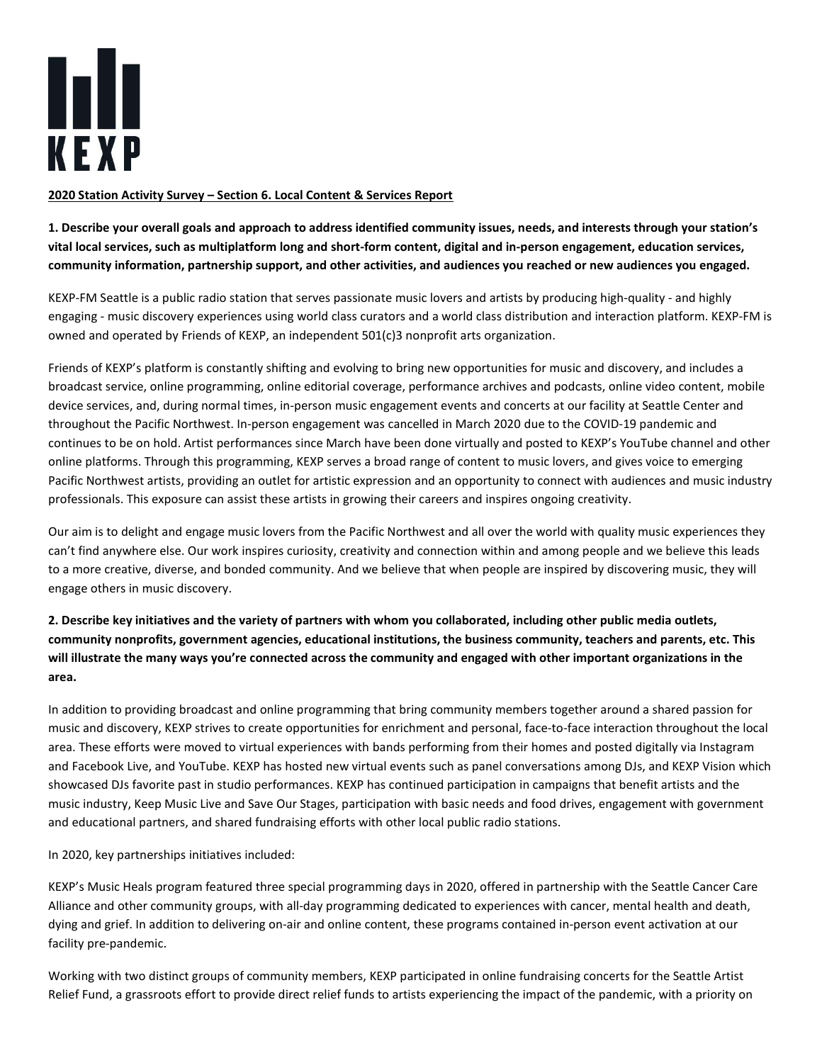KEXP

**2020 Station Activity Survey – Section 6. Local Content & Services Report**

**1. Describe your overall goals and approach to address identified community issues, needs, and interests through your station's vital local services, such as multiplatform long and short-form content, digital and in-person engagement, education services, community information, partnership support, and other activities, and audiences you reached or new audiences you engaged.**

KEXP-FM Seattle is a public radio station that serves passionate music lovers and artists by producing high-quality - and highly engaging - music discovery experiences using world class curators and a world class distribution and interaction platform. KEXP-FM is owned and operated by Friends of KEXP, an independent 501(c)3 nonprofit arts organization.

Friends of KEXP's platform is constantly shifting and evolving to bring new opportunities for music and discovery, and includes a broadcast service, online programming, online editorial coverage, performance archives and podcasts, online video content, mobile device services, and, during normal times, in-person music engagement events and concerts at our facility at Seattle Center and throughout the Pacific Northwest. In-person engagement was cancelled in March 2020 due to the COVID-19 pandemic and continues to be on hold. Artist performances since March have been done virtually and posted to KEXP's YouTube channel and other online platforms. Through this programming, KEXP serves a broad range of content to music lovers, and gives voice to emerging Pacific Northwest artists, providing an outlet for artistic expression and an opportunity to connect with audiences and music industry professionals. This exposure can assist these artists in growing their careers and inspires ongoing creativity.

Our aim is to delight and engage music lovers from the Pacific Northwest and all over the world with quality music experiences they can't find anywhere else. Our work inspires curiosity, creativity and connection within and among people and we believe this leads to a more creative, diverse, and bonded community. And we believe that when people are inspired by discovering music, they will engage others in music discovery.

**2. Describe key initiatives and the variety of partners with whom you collaborated, including other public media outlets, community nonprofits, government agencies, educational institutions, the business community, teachers and parents, etc. This will illustrate the many ways you're connected across the community and engaged with other important organizations in the area.**

In addition to providing broadcast and online programming that bring community members together around a shared passion for music and discovery, KEXP strives to create opportunities for enrichment and personal, face-to-face interaction throughout the local area. These efforts were moved to virtual experiences with bands performing from their homes and posted digitally via Instagram and Facebook Live, and YouTube. KEXP has hosted new virtual events such as panel conversations among DJs, and KEXP Vision which showcased DJs favorite past in studio performances. KEXP has continued participation in campaigns that benefit artists and the music industry, Keep Music Live and Save Our Stages, participation with basic needs and food drives, engagement with government and educational partners, and shared fundraising efforts with other local public radio stations.

In 2020, key partnerships initiatives included:

KEXP's Music Heals program featured three special programming days in 2020, offered in partnership with the Seattle Cancer Care Alliance and other community groups, with all-day programming dedicated to experiences with cancer, mental health and death, dying and grief. In addition to delivering on-air and online content, these programs contained in-person event activation at our facility pre-pandemic.

Working with two distinct groups of community members, KEXP participated in online fundraising concerts for the Seattle Artist Relief Fund, a grassroots effort to provide direct relief funds to artists experiencing the impact of the pandemic, with a priority on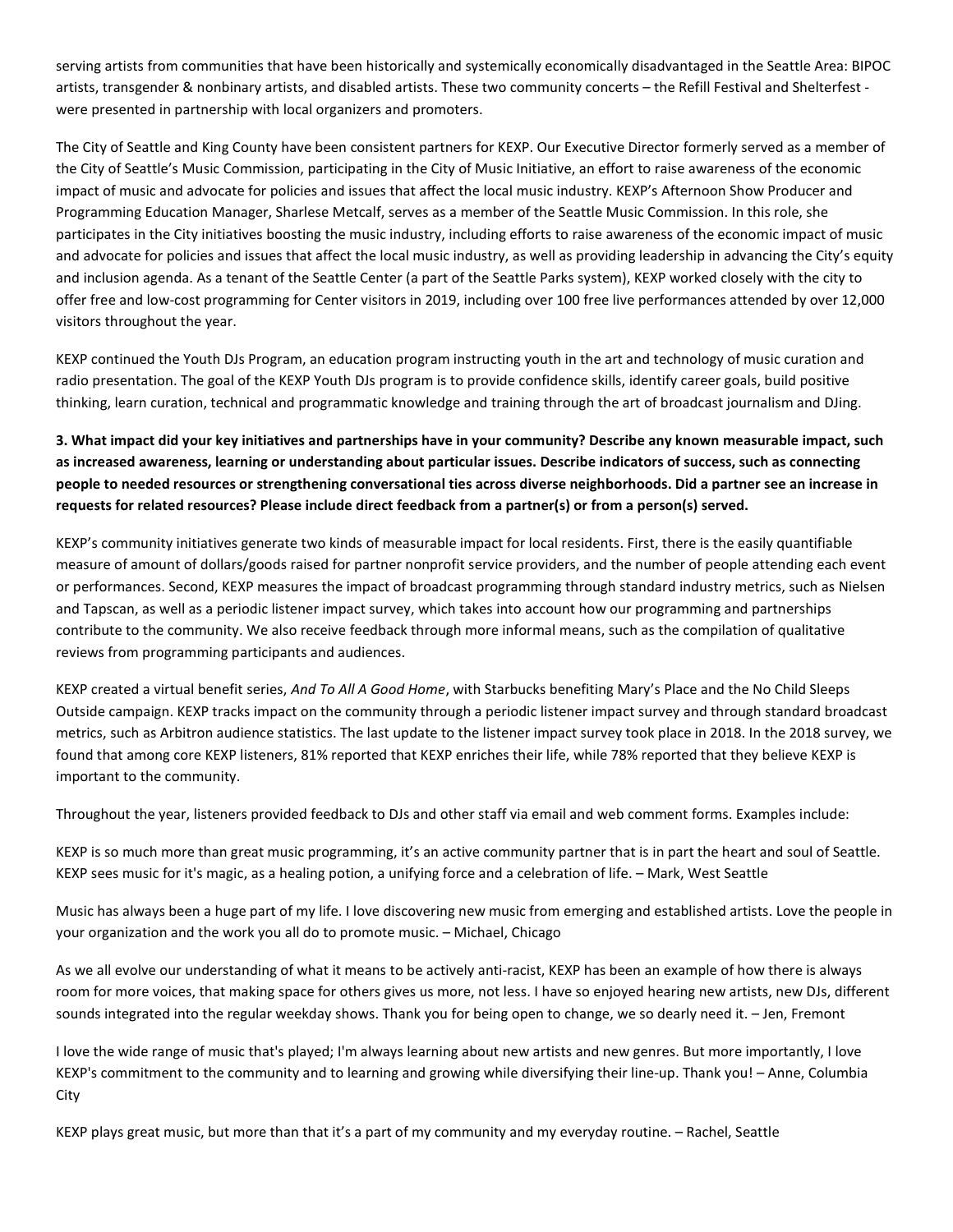serving artists from communities that have been historically and systemically economically disadvantaged in the Seattle Area: BIPOC artists, transgender & nonbinary artists, and disabled artists. These two community concerts – the Refill Festival and Shelterfest - were presented in partnership with local organizers and promoters.

The City of Seattle and King County have been consistent partners for KEXP. Our Executive Director formerly served as a member of the City of Seattle's Music Commission, participating in the City of Music Initiative, an effort to raise awareness of the economic impact of music and advocate for policies and issues that affect the local music industry. KEXP's Afternoon Show Producer and Programming Education Manager, Sharlese Metcalf, serves as a member of the Seattle Music Commission. In this role, she participates in the City initiatives boosting the music industry, including efforts to raise awareness of the economic impact of music and advocate for policies and issues that affect the local music industry, as well as providing leadership in advancing the City's equity and inclusion agenda. As a tenant of the Seattle Center (a part of the Seattle Parks system), KEXP worked closely with the city to offer free and low-cost programming for Center visitors in 2019, including over 100 free live performances attended by over 12,000 visitors throughout the year.

KEXP continued the Youth DJs Program, an education program instructing youth in the art and technology of music curation and radio presentation. The goal of the KEXP Youth DJs program is to provide confidence skills, identify career goals, build positive thinking, learn curation, technical and programmatic knowledge and training through the art of broadcast journalism and DJing.

**3. What impact did your key initiatives and partnerships have in your community? Describe any known measurable impact, such as increased awareness, learning or understanding about particular issues. Describe indicators of success, such as connecting people to needed resources or strengthening conversational ties across diverse neighborhoods. Did a partner see an increase in requests for related resources? Please include direct feedback from a partner(s) or from a person(s) served.**

KEXP's community initiatives generate two kinds of measurable impact for local residents. First, there is the easily quantifiable measure of amount of dollars/goods raised for partner nonprofit service providers, and the number of people attending each event or performances. Second, KEXP measures the impact of broadcast programming through standard industry metrics, such as Nielsen and Tapscan, as well as a periodic listener impact survey, which takes into account how our programming and partnerships contribute to the community. We also receive feedback through more informal means, such as the compilation of qualitative reviews from programming participants and audiences.

KEXP created a virtual benefit series, *And To All A Good Home*, with Starbucks benefiting Mary's Place and the No Child Sleeps Outside campaign. KEXP tracks impact on the community through a periodic listener impact survey and through standard broadcast metrics, such as Arbitron audience statistics. The last update to the listener impact survey took place in 2018. In the 2018 survey, we found that among core KEXP listeners, 81% reported that KEXP enriches their life, while 78% reported that they believe KEXP is important to the community.

Throughout the year, listeners provided feedback to DJs and other staff via email and web comment forms. Examples include:

KEXP is so much more than great music programming, it's an active community partner that is in part the heart and soul of Seattle. KEXP sees music for it's magic, as a healing potion, a unifying force and a celebration of life. – Mark, West Seattle

Music has always been a huge part of my life. I love discovering new music from emerging and established artists. Love the people in your organization and the work you all do to promote music. – Michael, Chicago

As we all evolve our understanding of what it means to be actively anti-racist, KEXP has been an example of how there is always room for more voices, that making space for others gives us more, not less. I have so enjoyed hearing new artists, new DJs, different sounds integrated into the regular weekday shows. Thank you for being open to change, we so dearly need it. – Jen, Fremont

I love the wide range of music that's played; I'm always learning about new artists and new genres. But more importantly, I love KEXP's commitment to the community and to learning and growing while diversifying their line-up. Thank you! – Anne, Columbia City

KEXP plays great music, but more than that it's a part of my community and my everyday routine. – Rachel, Seattle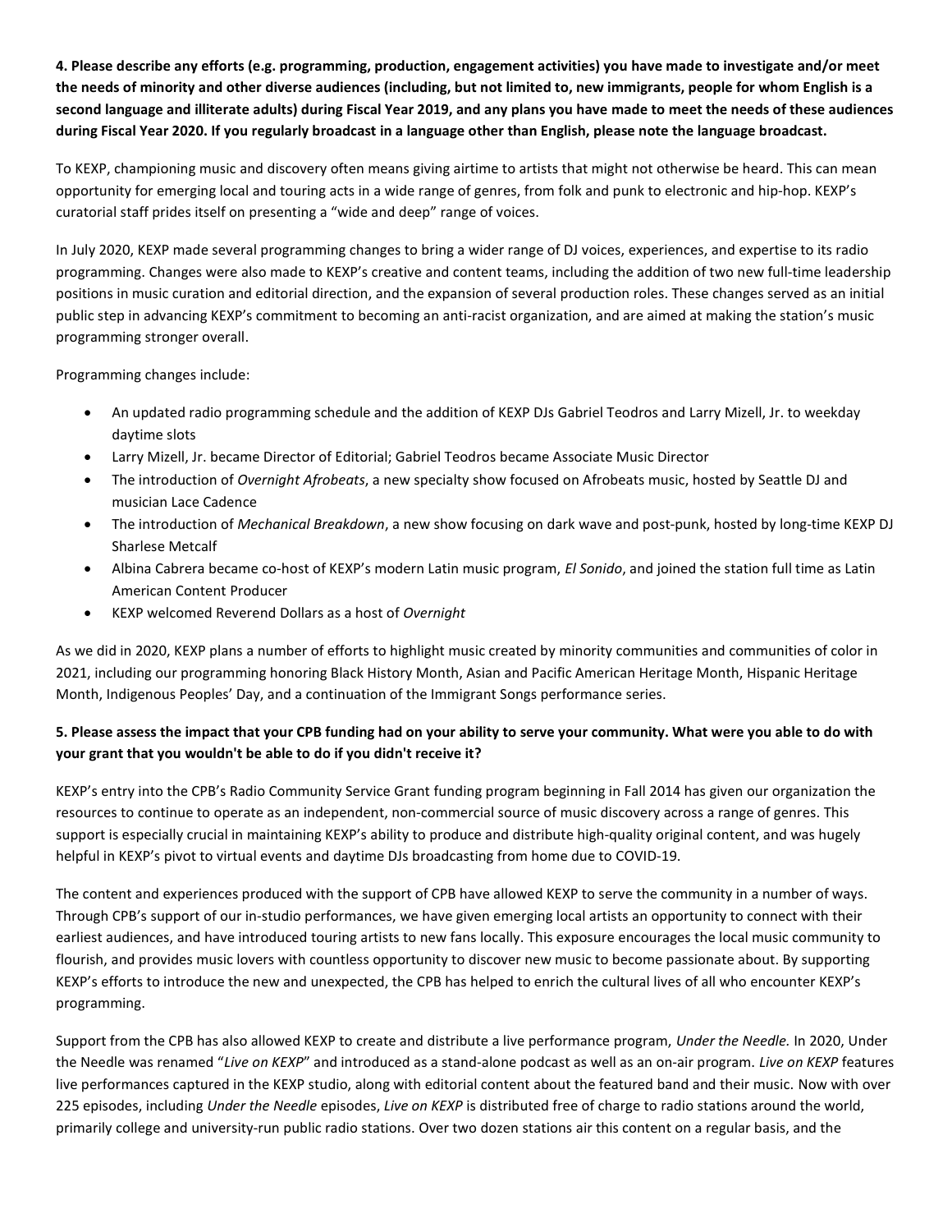**4. Please describe any efforts (e.g. programming, production, engagement activities) you have made to investigate and/or meet the needs of minority and other diverse audiences (including, but not limited to, new immigrants, people for whom English is a second language and illiterate adults) during Fiscal Year 2019, and any plans you have made to meet the needs of these audiences during Fiscal Year 2020. If you regularly broadcast in a language other than English, please note the language broadcast.**

To KEXP, championing music and discovery often means giving airtime to artists that might not otherwise be heard. This can mean opportunity for emerging local and touring acts in a wide range of genres, from folk and punk to electronic and hip-hop. KEXP's curatorial staff prides itself on presenting a "wide and deep" range of voices.

In July 2020, KEXP made several programming changes to bring a wider range of DJ voices, experiences, and expertise to its radio programming. Changes were also made to KEXP's creative and content teams, including the addition of two new full-time leadership positions in music curation and editorial direction, and the expansion of several production roles. These changes served as an initial public step in advancing KEXP's commitment to becoming an anti-racist organization, and are aimed at making the station's music programming stronger overall.

Programming changes include:

- An updated radio programming schedule and the addition of KEXP DJs Gabriel Teodros and Larry Mizell, Jr. to weekday daytime slots
- Larry Mizell, Jr. became Director of Editorial; Gabriel Teodros became Associate Music Director
- The introduction of *Overnight Afrobeats*, a new specialty show focused on Afrobeats music, hosted by Seattle DJ and musician Lace Cadence
- The introduction of *Mechanical Breakdown*, a new show focusing on dark wave and post-punk, hosted by long-time KEXP DJ Sharlese Metcalf
- Albina Cabrera became co-host of KEXP's modern Latin music program, *El Sonido*, and joined the station full time as Latin American Content Producer
- KEXP welcomed Reverend Dollars as a host of *Overnight*

As we did in 2020, KEXP plans a number of efforts to highlight music created by minority communities and communities of color in 2021, including our programming honoring Black History Month, Asian and Pacific American Heritage Month, Hispanic Heritage Month, Indigenous Peoples' Day, and a continuation of the Immigrant Songs performance series.

**5. Please assess the impact that your CPB funding had on your ability to serve your community. What were you able to do with your grant that you wouldn't be able to do if you didn't receive it?**

KEXP's entry into the CPB's Radio Community Service Grant funding program beginning in Fall 2014 has given our organization the resources to continue to operate as an independent, non-commercial source of music discovery across a range of genres. This support is especially crucial in maintaining KEXP's ability to produce and distribute high-quality original content, and was hugely helpful in KEXP's pivot to virtual events and daytime DJs broadcasting from home due to COVID-19.

The content and experiences produced with the support of CPB have allowed KEXP to serve the community in a number of ways. Through CPB's support of our in-studio performances, we have given emerging local artists an opportunity to connect with their earliest audiences, and have introduced touring artists to new fans locally. This exposure encourages the local music community to flourish, and provides music lovers with countless opportunity to discover new music to become passionate about. By supporting KEXP's efforts to introduce the new and unexpected, the CPB has helped to enrich the cultural lives of all who encounter KEXP's programming.

Support from the CPB has also allowed KEXP to create and distribute a live performance program, *Under the Needle.* In 2020, Under the Needle was renamed "*Live on KEXP*" and introduced as a stand-alone podcast as well as an on-air program. *Live on KEXP* features live performances captured in the KEXP studio, along with editorial content about the featured band and their music. Now with over 225 episodes, including *Under the Needle* episodes, *Live on KEXP* is distributed free of charge to radio stations around the world, primarily college and university-run public radio stations. Over two dozen stations air this content on a regular basis, and the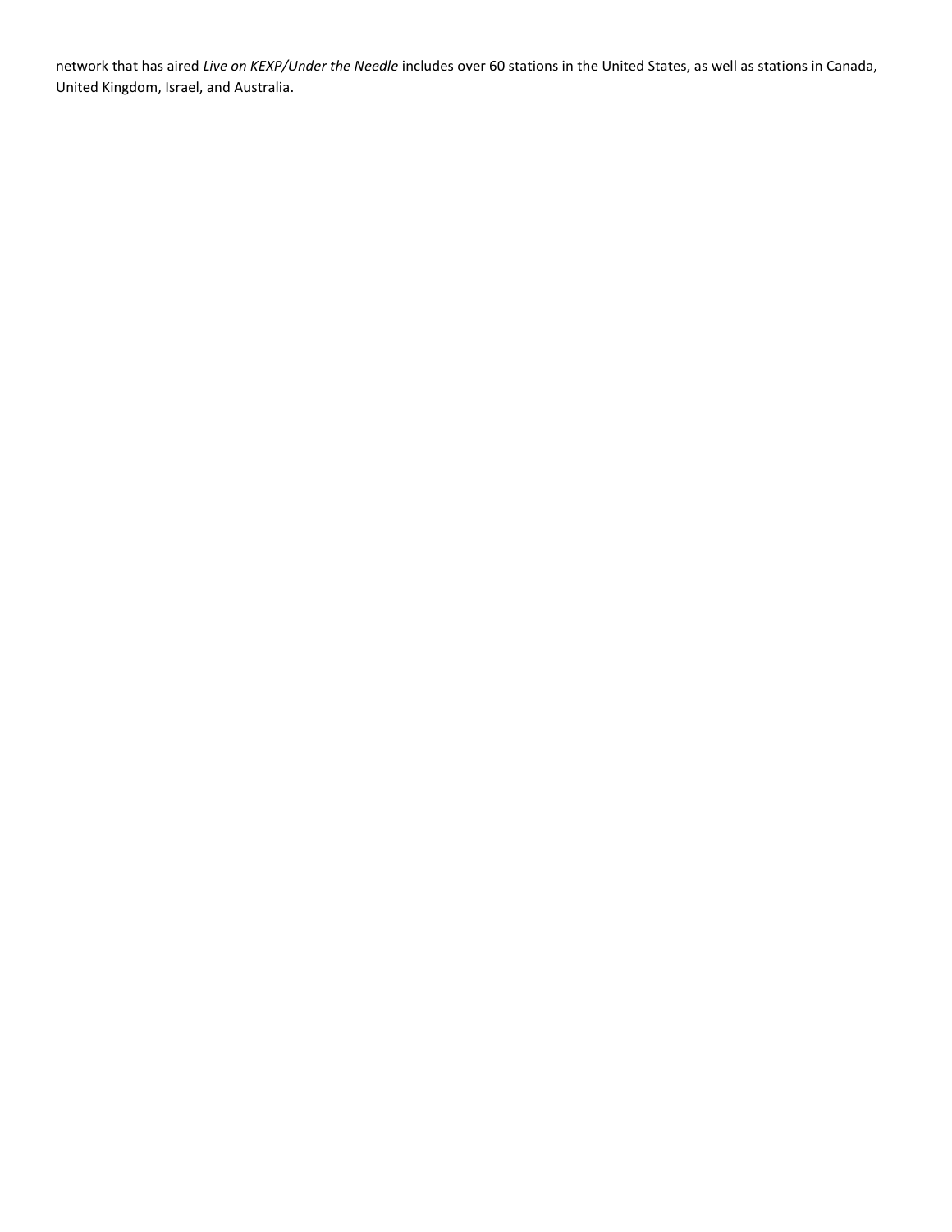network that has aired *Live on KEXP/Under the Needle* includes over 60 stations in the United States, as well as stations in Canada, United Kingdom, Israel, and Australia.